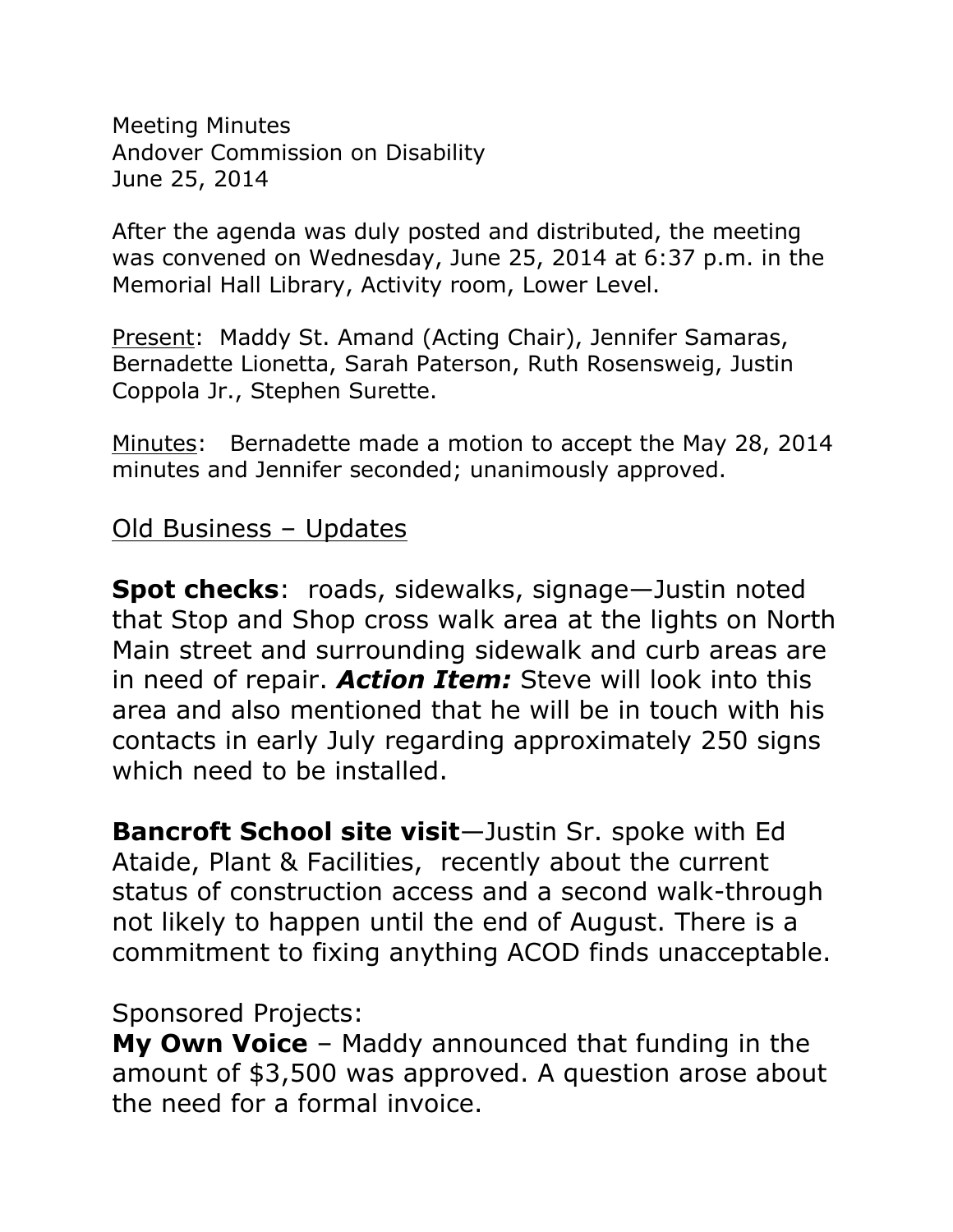Meeting Minutes
Andover Commission on Disability
June 25, 2014

After the agenda was duly posted and distributed, the meeting was convened on Wednesday, June 25, 2014 at 6:37 p.m. in the Memorial Hall Library, Activity room, Lower Level.

Present: Maddy St. Amand (Acting Chair), Jennifer Samaras, Bernadette Lionetta, Sarah Paterson, Ruth Rosensweig, Justin Coppola Jr., Stephen Surette.

Minutes: Bernadette made a motion to accept the May 28, 2014 minutes and Jennifer seconded; unanimously approved.

## Old Business – Updates

**Spot checks**: roads, sidewalks, signage—Justin noted that Stop and Shop cross walk area at the lights on North Main street and surrounding sidewalk and curb areas are in need of repair. ***Action Item:*** Steve will look into this area and also mentioned that he will be in touch with his contacts in early July regarding approximately 250 signs which need to be installed.

**Bancroft School site visit**—Justin Sr. spoke with Ed Ataide, Plant & Facilities, recently about the current status of construction access and a second walk-through not likely to happen until the end of August. There is a commitment to fixing anything ACOD finds unacceptable.

Sponsored Projects:

**My Own Voice** – Maddy announced that funding in the amount of $3,500 was approved. A question arose about the need for a formal invoice.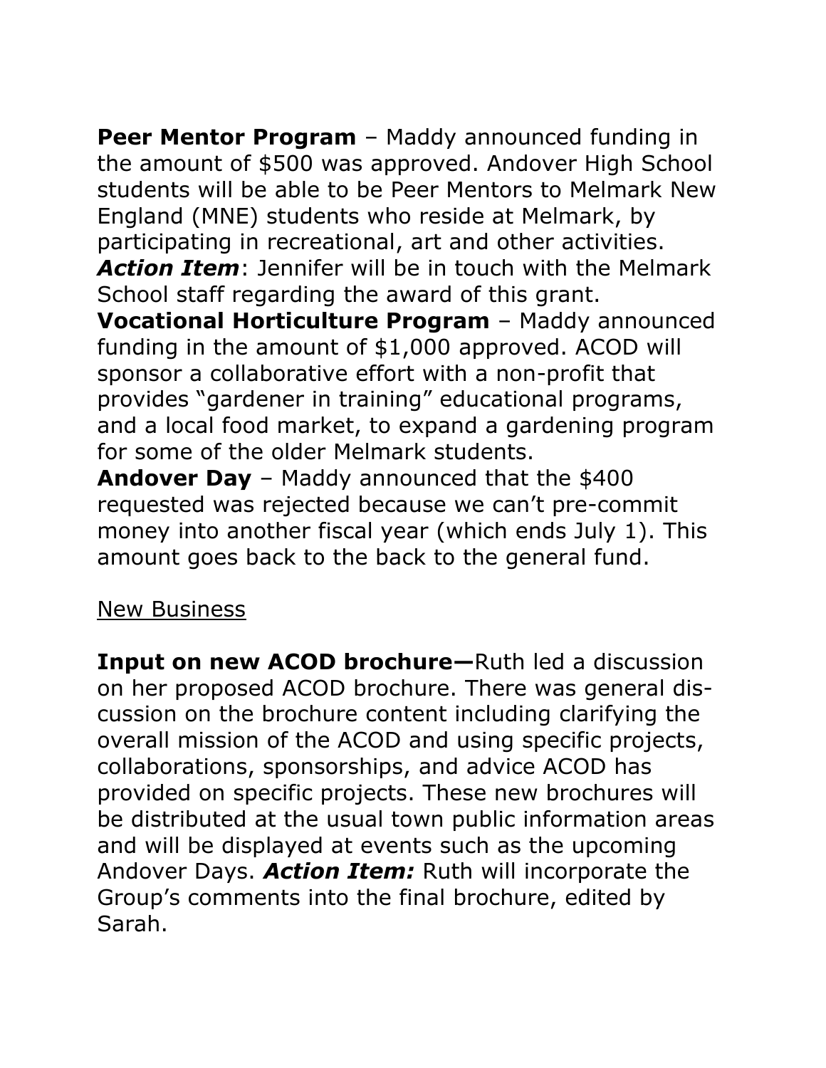**Peer Mentor Program** – Maddy announced funding in the amount of $500 was approved. Andover High School students will be able to be Peer Mentors to Melmark New England (MNE) students who reside at Melmark, by participating in recreational, art and other activities. ***Action Item***: Jennifer will be in touch with the Melmark School staff regarding the award of this grant.
**Vocational Horticulture Program** – Maddy announced funding in the amount of $1,000 approved. ACOD will sponsor a collaborative effort with a non-profit that provides “gardener in training” educational programs, and a local food market, to expand a gardening program for some of the older Melmark students.
**Andover Day** – Maddy announced that the $400 requested was rejected because we can’t pre-commit money into another fiscal year (which ends July 1). This amount goes back to the back to the general fund.

<u>New Business</u>

**Input on new ACOD brochure—**Ruth led a discussion on her proposed ACOD brochure. There was general discussion on the brochure content including clarifying the overall mission of the ACOD and using specific projects, collaborations, sponsorships, and advice ACOD has provided on specific projects. These new brochures will be distributed at the usual town public information areas and will be displayed at events such as the upcoming Andover Days. ***Action Item:*** Ruth will incorporate the Group’s comments into the final brochure, edited by Sarah.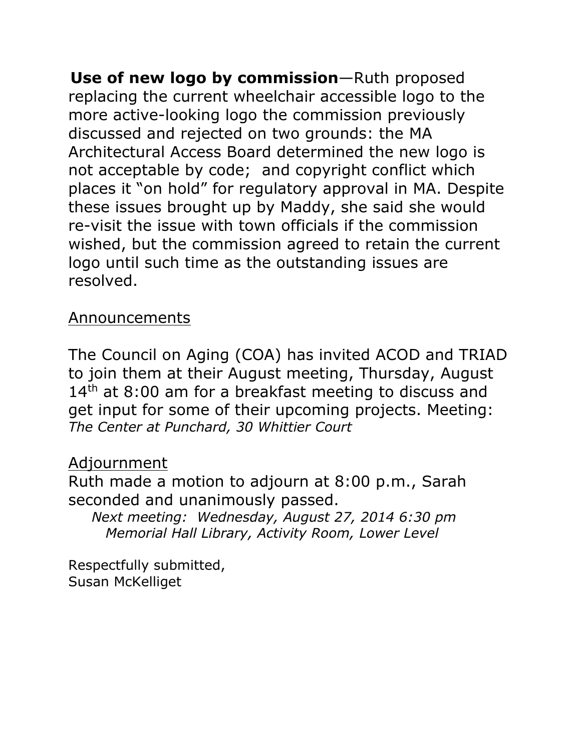**Use of new logo by commission**—Ruth proposed replacing the current wheelchair accessible logo to the more active-looking logo the commission previously discussed and rejected on two grounds: the MA Architectural Access Board determined the new logo is not acceptable by code; and copyright conflict which places it "on hold" for regulatory approval in MA. Despite these issues brought up by Maddy, she said she would re-visit the issue with town officials if the commission wished, but the commission agreed to retain the current logo until such time as the outstanding issues are resolved.

## Announcements

The Council on Aging (COA) has invited ACOD and TRIAD to join them at their August meeting, Thursday, August 14th at 8:00 am for a breakfast meeting to discuss and get input for some of their upcoming projects. Meeting: *The Center at Punchard, 30 Whittier Court*

## Adjournment

Ruth made a motion to adjourn at 8:00 p.m., Sarah seconded and unanimously passed.

*Next meeting: Wednesday, August 27, 2014 6:30 pm*
*Memorial Hall Library, Activity Room, Lower Level*

Respectfully submitted,
Susan McKelliget